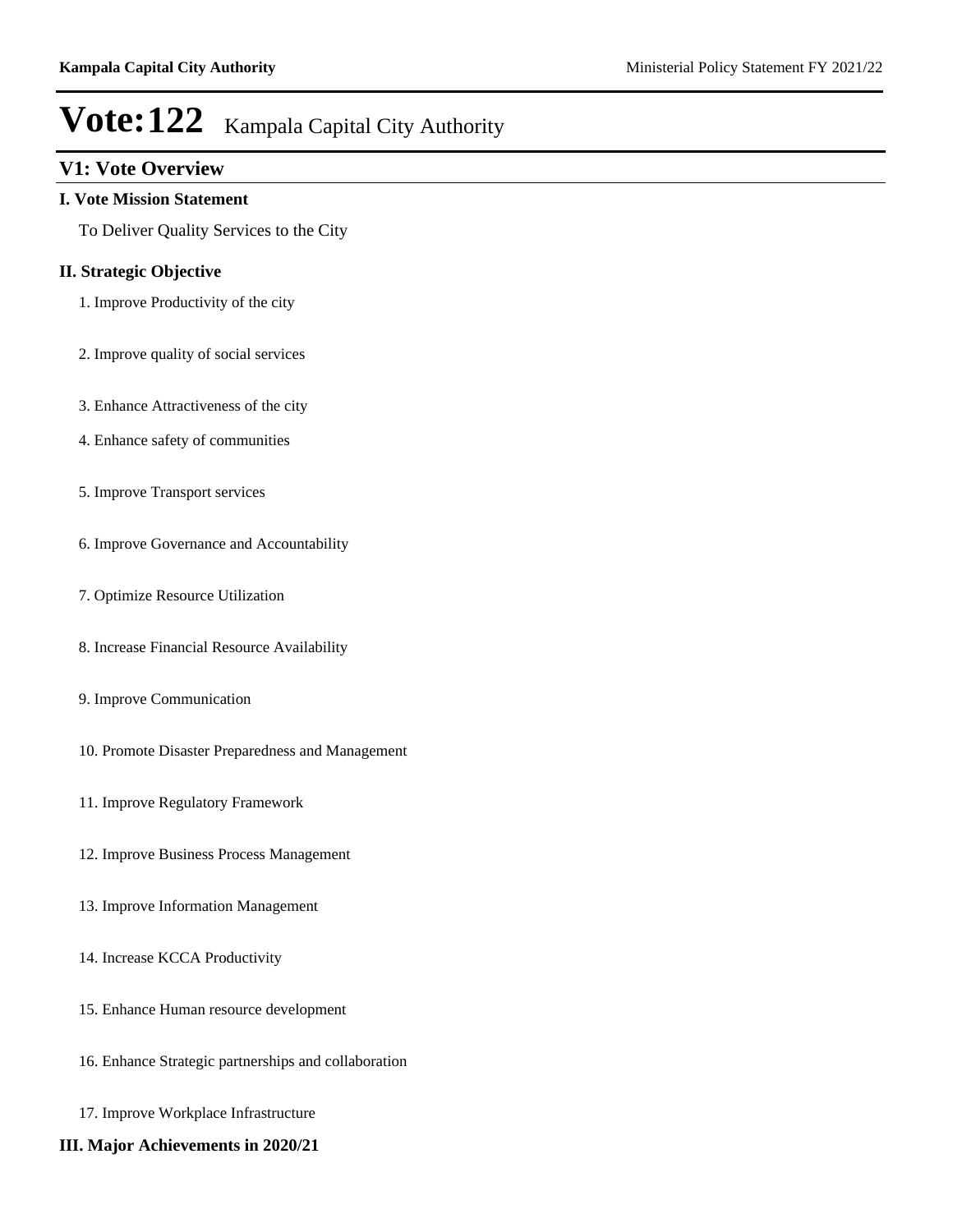# Vote:122 Kampala Capital City Authority

## V1: Vote Overview

### I. Vote Mission Statement

To Deliver Quality Services to the City

### II. Strategic Objective

1. Improve Productivity of the city
2. Improve quality of social services
3. Enhance Attractiveness of the city
4. Enhance safety of communities
5. Improve Transport services
6. Improve Governance and Accountability
7. Optimize Resource Utilization
8. Increase Financial Resource Availability
9. Improve Communication
10. Promote Disaster Preparedness and Management
11. Improve Regulatory Framework
12. Improve Business Process Management
13. Improve Information Management
14. Increase KCCA Productivity
15. Enhance Human resource development
16. Enhance Strategic partnerships and collaboration
17. Improve Workplace Infrastructure

### III. Major Achievements in 2020/21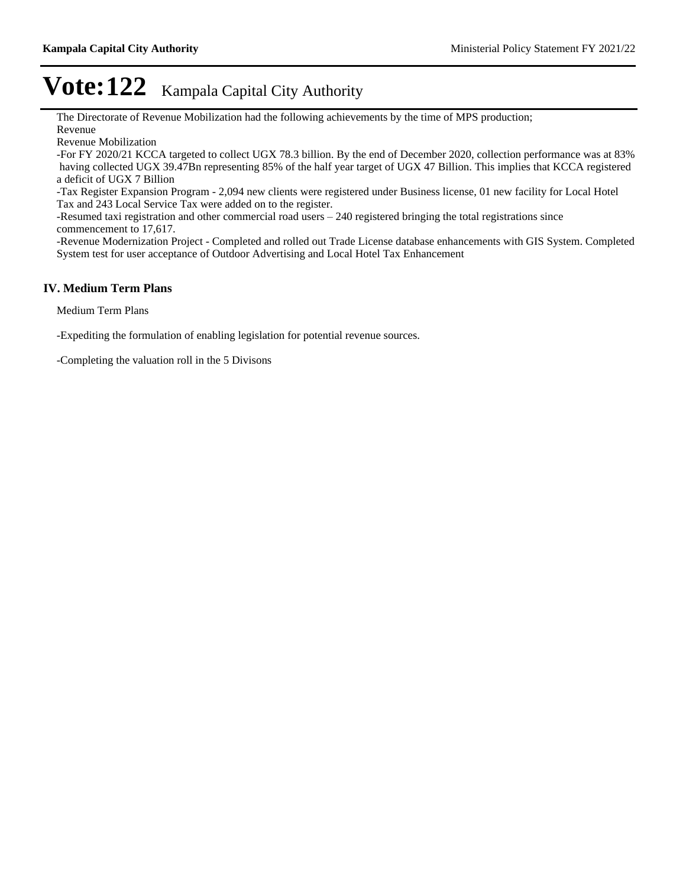# Vote:122 Kampala Capital City Authority

The Directorate of Revenue Mobilization had the following achievements by the time of MPS production;

Revenue

Revenue Mobilization

-For FY 2020/21 KCCA targeted to collect UGX 78.3 billion. By the end of December 2020, collection performance was at 83% having collected UGX 39.47Bn representing 85% of the half year target of UGX 47 Billion. This implies that KCCA registered a deficit of UGX 7 Billion

-Tax Register Expansion Program - 2,094 new clients were registered under Business license, 01 new facility for Local Hotel Tax and 243 Local Service Tax were added on to the register.

-Resumed taxi registration and other commercial road users – 240 registered bringing the total registrations since commencement to 17,617.

-Revenue Modernization Project - Completed and rolled out Trade License database enhancements with GIS System. Completed System test for user acceptance of Outdoor Advertising and Local Hotel Tax Enhancement

## IV. Medium Term Plans

Medium Term Plans

-Expediting the formulation of enabling legislation for potential revenue sources.

-Completing the valuation roll in the 5 Divisons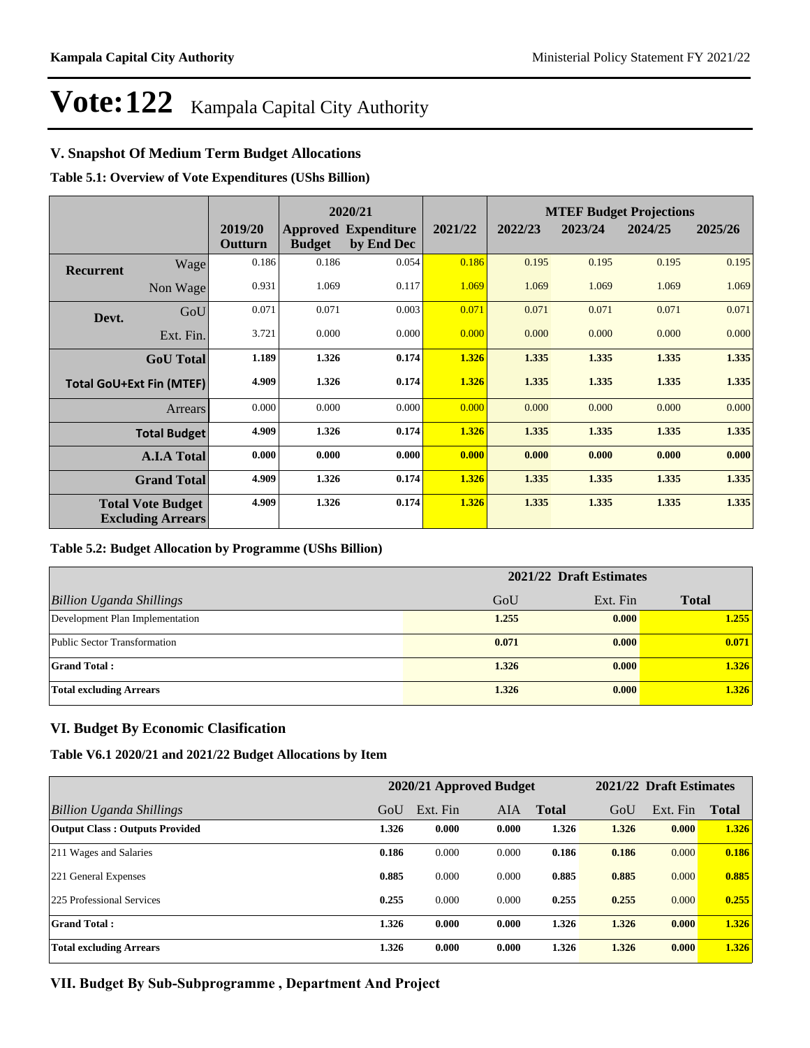# Vote:122 Kampala Capital City Authority

## V. Snapshot Of Medium Term Budget Allocations

**Table 5.1: Overview of Vote Expenditures (UShs Billion)**

| | | | 2020/21 | | | MTEF Budget Projections | | | |
|---|---|---|---|---|---|---|---|---|---|
| | | 2019/20 Outturn | Approved Budget | Expenditure by End Dec | 2021/22 | 2022/23 | 2023/24 | 2024/25 | 2025/26 |
| **Recurrent** | Wage | 0.186 | 0.186 | 0.054 | 0.186 | 0.195 | 0.195 | 0.195 | 0.195 |
| | Non Wage | 0.931 | 1.069 | 0.117 | 1.069 | 1.069 | 1.069 | 1.069 | 1.069 |
| **Devt.** | GoU | 0.071 | 0.071 | 0.003 | 0.071 | 0.071 | 0.071 | 0.071 | 0.071 |
| | Ext. Fin. | 3.721 | 0.000 | 0.000 | 0.000 | 0.000 | 0.000 | 0.000 | 0.000 |
| | **GoU Total** | **1.189** | **1.326** | **0.174** | **1.326** | **1.335** | **1.335** | **1.335** | **1.335** |
| **Total GoU+Ext Fin (MTEF)** | | **4.909** | **1.326** | **0.174** | **1.326** | **1.335** | **1.335** | **1.335** | **1.335** |
| | Arrears | 0.000 | 0.000 | 0.000 | 0.000 | 0.000 | 0.000 | 0.000 | 0.000 |
| | **Total Budget** | **4.909** | **1.326** | **0.174** | **1.326** | **1.335** | **1.335** | **1.335** | **1.335** |
| | **A.I.A Total** | **0.000** | **0.000** | **0.000** | **0.000** | **0.000** | **0.000** | **0.000** | **0.000** |
| | **Grand Total** | **4.909** | **1.326** | **0.174** | **1.326** | **1.335** | **1.335** | **1.335** | **1.335** |
| **Total Vote Budget Excluding Arrears** | | **4.909** | **1.326** | **0.174** | **1.326** | **1.335** | **1.335** | **1.335** | **1.335** |

**Table 5.2: Budget Allocation by Programme (UShs Billion)**

| | 2021/22 Draft Estimates | | |
|---|---|---|---|
| *Billion Uganda Shillings* | GoU | Ext. Fin | **Total** |
| Development Plan Implementation | **1.255** | **0.000** | **1.255** |
| Public Sector Transformation | **0.071** | **0.000** | **0.071** |
| **Grand Total :** | **1.326** | **0.000** | **1.326** |
| **Total excluding Arrears** | **1.326** | **0.000** | **1.326** |

## VI. Budget By Economic Clasification

**Table V6.1 2020/21 and 2021/22 Budget Allocations by Item**

| | 2020/21 Approved Budget | | | | 2021/22 Draft Estimates | | |
|---|---|---|---|---|---|---|---|
| *Billion Uganda Shillings* | GoU | Ext. Fin | AIA | **Total** | GoU | Ext. Fin | **Total** |
| **Output Class : Outputs Provided** | **1.326** | **0.000** | **0.000** | **1.326** | **1.326** | **0.000** | **1.326** |
| 211 Wages and Salaries | **0.186** | 0.000 | 0.000 | **0.186** | **0.186** | 0.000 | **0.186** |
| 221 General Expenses | **0.885** | 0.000 | 0.000 | **0.885** | **0.885** | 0.000 | **0.885** |
| 225 Professional Services | **0.255** | 0.000 | 0.000 | **0.255** | **0.255** | 0.000 | **0.255** |
| **Grand Total :** | **1.326** | **0.000** | **0.000** | **1.326** | **1.326** | **0.000** | **1.326** |
| **Total excluding Arrears** | **1.326** | **0.000** | **0.000** | **1.326** | **1.326** | **0.000** | **1.326** |

## VII. Budget By Sub-Subprogramme , Department And Project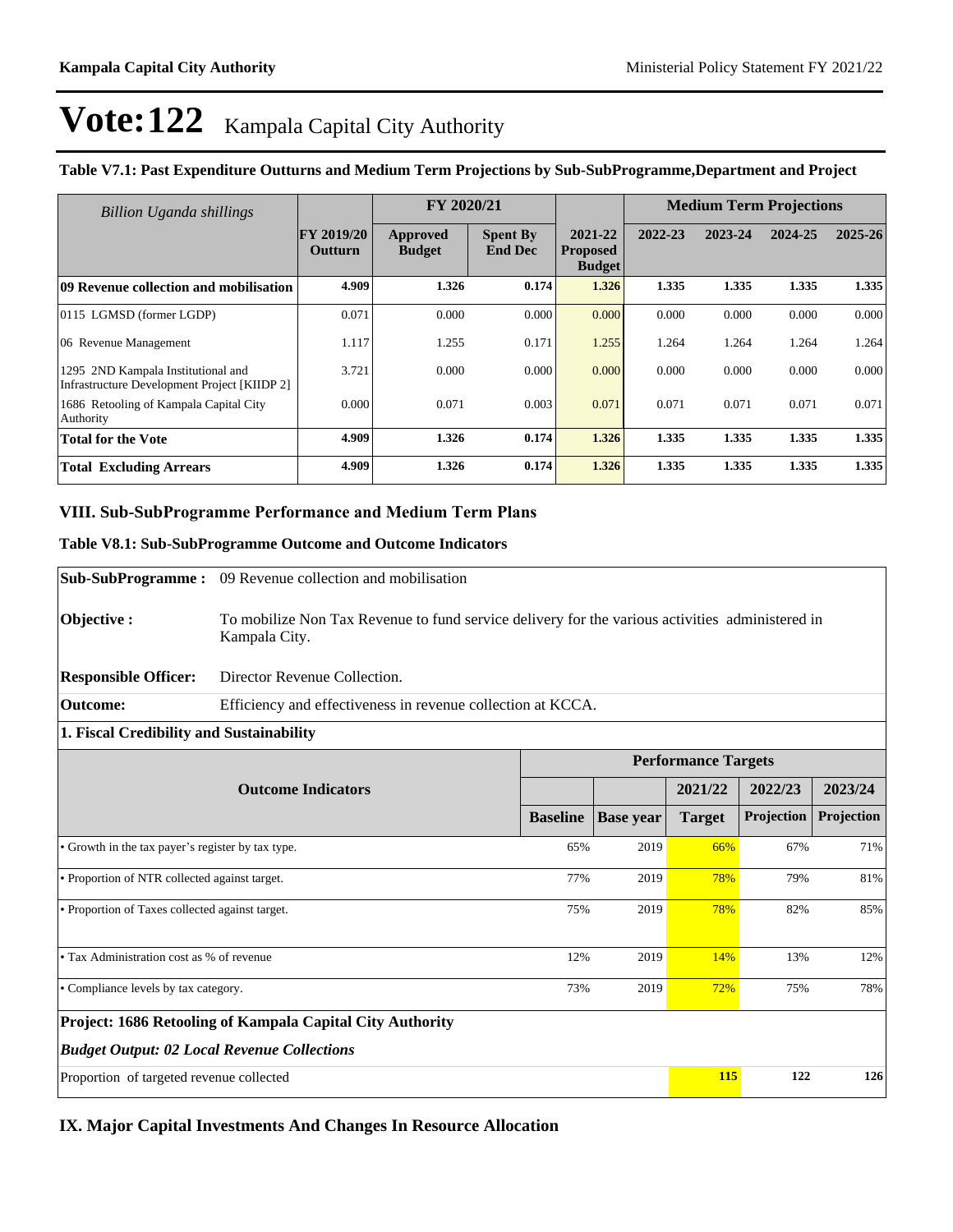# Vote:122 Kampala Capital City Authority

**Table V7.1: Past Expenditure Outturns and Medium Term Projections by Sub-SubProgramme,Department and Project**

| *Billion Uganda shillings* | FY 2019/20 Outturn | FY 2020/21 Approved Budget | FY 2020/21 Spent By End Dec | 2021-22 Proposed Budget | Medium Term Projections 2022-23 | 2023-24 | 2024-25 | 2025-26 |
|---|---|---|---|---|---|---|---|---|
| **09 Revenue collection and mobilisation** | **4.909** | **1.326** | **0.174** | **1.326** | **1.335** | **1.335** | **1.335** | **1.335** |
| 0115 LGMSD (former LGDP) | 0.071 | 0.000 | 0.000 | 0.000 | 0.000 | 0.000 | 0.000 | 0.000 |
| 06 Revenue Management | 1.117 | 1.255 | 0.171 | 1.255 | 1.264 | 1.264 | 1.264 | 1.264 |
| 1295 2ND Kampala Institutional and Infrastructure Development Project [KIIDP 2] | 3.721 | 0.000 | 0.000 | 0.000 | 0.000 | 0.000 | 0.000 | 0.000 |
| 1686 Retooling of Kampala Capital City Authority | 0.000 | 0.071 | 0.003 | 0.071 | 0.071 | 0.071 | 0.071 | 0.071 |
| **Total for the Vote** | **4.909** | **1.326** | **0.174** | **1.326** | **1.335** | **1.335** | **1.335** | **1.335** |
| **Total Excluding Arrears** | **4.909** | **1.326** | **0.174** | **1.326** | **1.335** | **1.335** | **1.335** | **1.335** |

## VIII. Sub-SubProgramme Performance and Medium Term Plans

**Table V8.1: Sub-SubProgramme Outcome and Outcome Indicators**

**Sub-SubProgramme :** 09 Revenue collection and mobilisation

**Objective :** To mobilize Non Tax Revenue to fund service delivery for the various activities administered in Kampala City.

**Responsible Officer:** Director Revenue Collection.

**Outcome:** Efficiency and effectiveness in revenue collection at KCCA.

**1. Fiscal Credibility and Sustainability**

| Outcome Indicators | Baseline | Base year | 2021/22 Target | 2022/23 Projection | 2023/24 Projection |
|---|---|---|---|---|---|
| • Growth in the tax payer's register by tax type. | 65% | 2019 | 66% | 67% | 71% |
| • Proportion of NTR collected against target. | 77% | 2019 | 78% | 79% | 81% |
| • Proportion of Taxes collected against target. | 75% | 2019 | 78% | 82% | 85% |
| • Tax Administration cost as % of revenue | 12% | 2019 | 14% | 13% | 12% |
| • Compliance levels by tax category. | 73% | 2019 | 72% | 75% | 78% |

**Project: 1686 Retooling of Kampala Capital City Authority**

***Budget Output: 02 Local Revenue Collections***

| | 2021/22 | 2022/23 | 2023/24 |
|---|---|---|---|
| Proportion of targeted revenue collected | **115** | **122** | **126** |

## IX. Major Capital Investments And Changes In Resource Allocation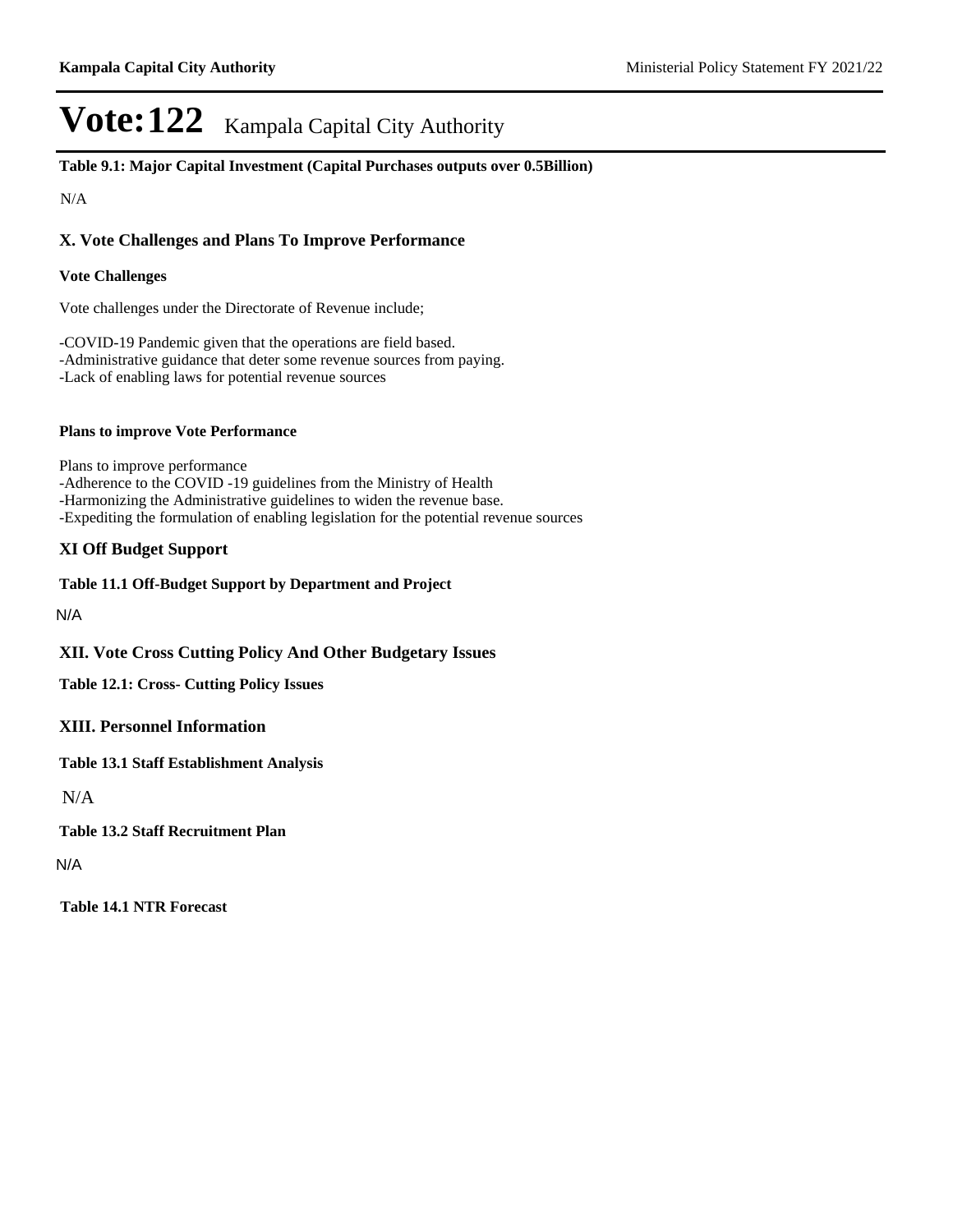# Vote:122 Kampala Capital City Authority

**Table 9.1: Major Capital Investment (Capital Purchases outputs over 0.5Billion)**

N/A

## X. Vote Challenges and Plans To Improve Performance

**Vote Challenges**

Vote challenges under the Directorate of Revenue include;

-COVID-19 Pandemic given that the operations are field based.
-Administrative guidance that deter some revenue sources from paying.
-Lack of enabling laws for potential revenue sources

**Plans to improve Vote Performance**

Plans to improve performance
-Adherence to the COVID -19 guidelines from the Ministry of Health
-Harmonizing the Administrative guidelines to widen the revenue base.
-Expediting the formulation of enabling legislation for the potential revenue sources

## XI Off Budget Support

**Table 11.1 Off-Budget Support by Department and Project**

N/A

## XII. Vote Cross Cutting Policy And Other Budgetary Issues

**Table 12.1: Cross- Cutting Policy Issues**

## XIII. Personnel Information

**Table 13.1 Staff Establishment Analysis**

N/A

**Table 13.2 Staff Recruitment Plan**

N/A

**Table 14.1 NTR Forecast**